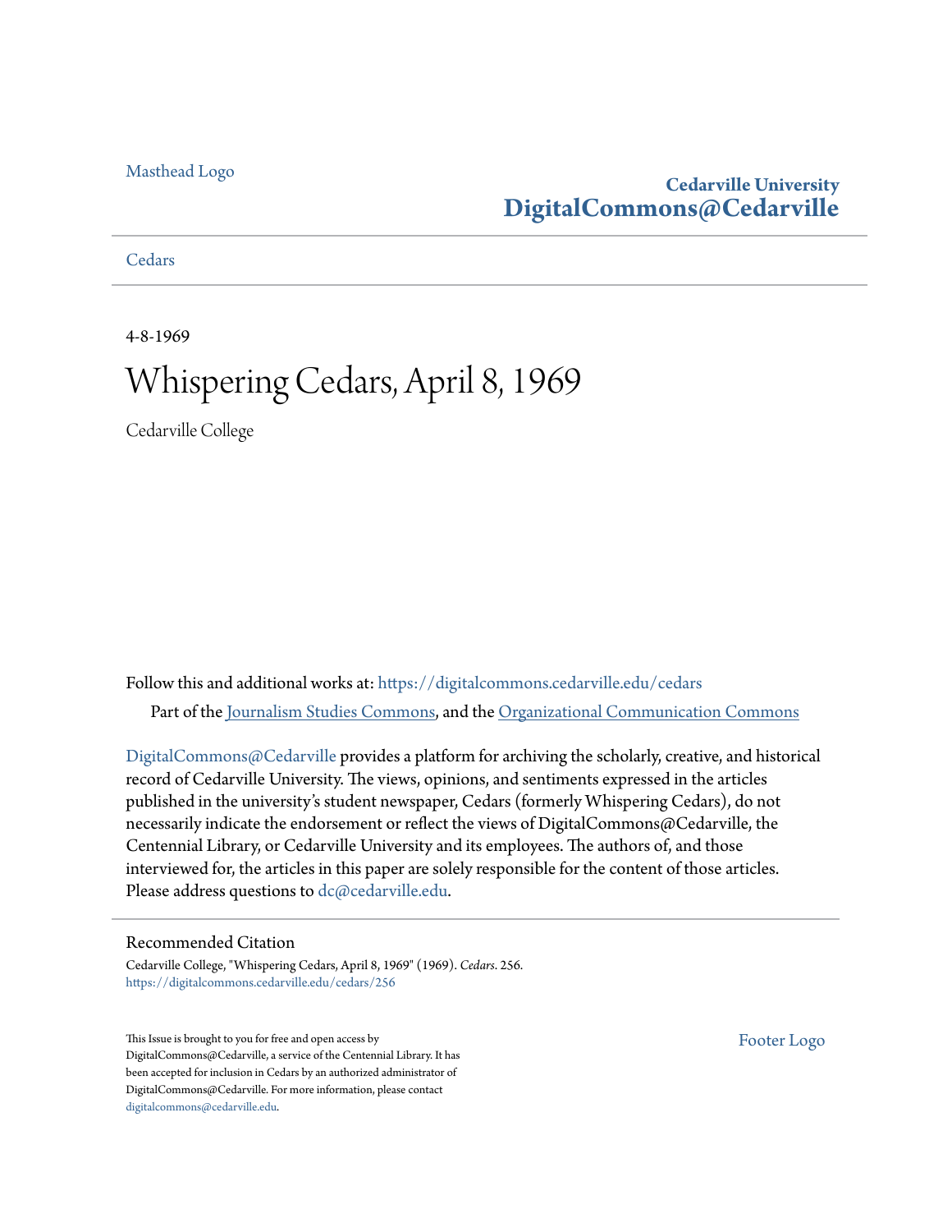Masthead Logo

**Cedarville University**
**DigitalCommons@Cedarville**

Cedars

4-8-1969

# Whispering Cedars, April 8, 1969

Cedarville College

Follow this and additional works at: https://digitalcommons.cedarville.edu/cedars

Part of the Journalism Studies Commons, and the Organizational Communication Commons

DigitalCommons@Cedarville provides a platform for archiving the scholarly, creative, and historical record of Cedarville University. The views, opinions, and sentiments expressed in the articles published in the university's student newspaper, Cedars (formerly Whispering Cedars), do not necessarily indicate the endorsement or reflect the views of DigitalCommons@Cedarville, the Centennial Library, or Cedarville University and its employees. The authors of, and those interviewed for, the articles in this paper are solely responsible for the content of those articles. Please address questions to dc@cedarville.edu.

## Recommended Citation

Cedarville College, "Whispering Cedars, April 8, 1969" (1969). *Cedars*. 256.
https://digitalcommons.cedarville.edu/cedars/256

This Issue is brought to you for free and open access by DigitalCommons@Cedarville, a service of the Centennial Library. It has been accepted for inclusion in Cedars by an authorized administrator of DigitalCommons@Cedarville. For more information, please contact digitalcommons@cedarville.edu.

Footer Logo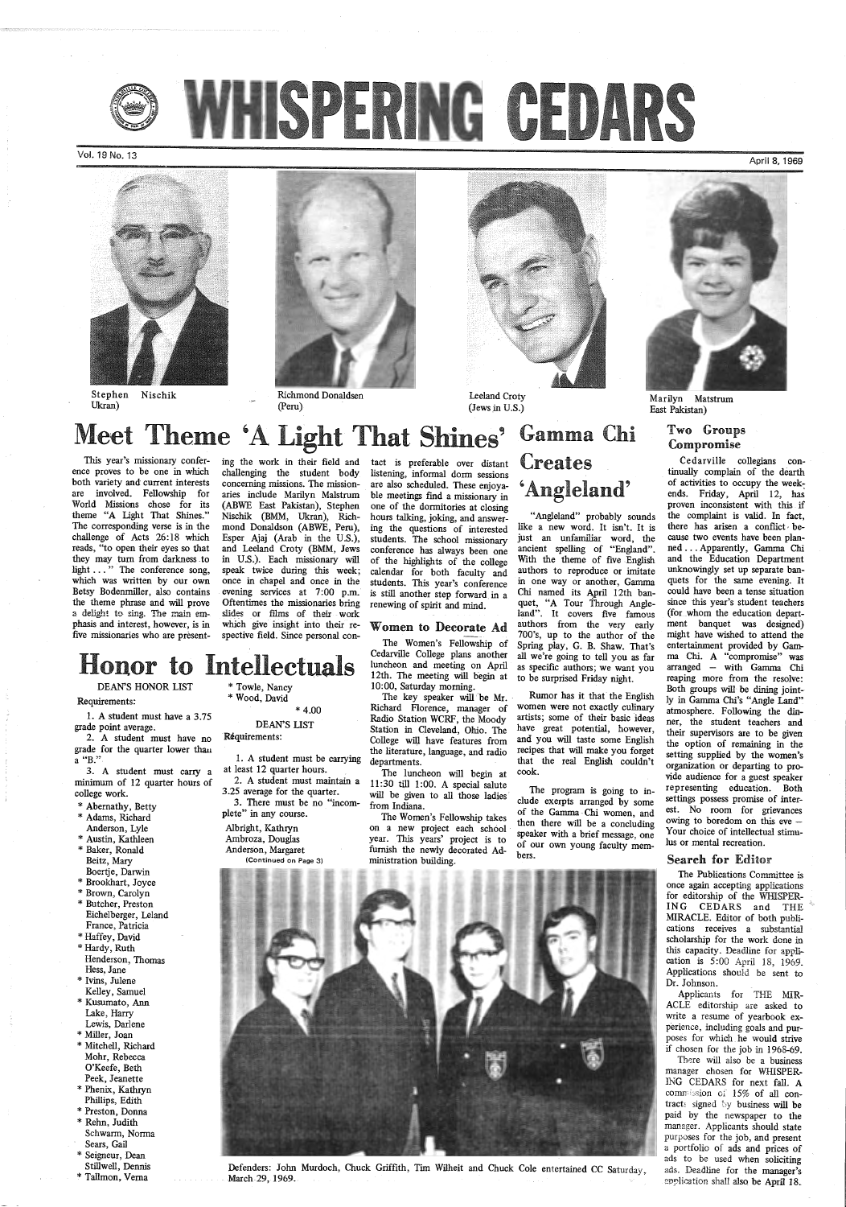# WHISPERING CEDARS

Vol. 19 No. 13 — April 8, 1969

Stephen Nischik (Ukran)

Richmond Donaldsen (Peru)

Leeland Croty (Jews in U.S.)

Marilyn Matstrum (East Pakistan)

## Meet Theme 'A Light That Shines'

This year's missionary conference proves to be one in which both variety and current interests are involved. Fellowship for World Missions chose for its theme "A Light That Shines." The corresponding verse is in the challenge of Acts 26:18 which reads, "to open their eyes so that they may turn from darkness to light . . ." The conference song, which was written by our own Betsy Bodenmiller, also contains the theme phrase and will prove a delight to sing. The main emphasis and interest, however, is in five missionaries who are presenting the work in their field and challenging the student body concerning missions. The missionaries include Marilyn Malstrum (ABWE East Pakistan), Stephen Nischik (BMM, Ukran), Richmond Donaldson (ABWE, Peru), Esper Ajaj (Arab in the U.S.), and Leeland Croty (BMM, Jews in U.S.). Each missionary will speak twice during this week; once in chapel and once in the evening services at 7:00 p.m. Oftentimes the missionaries bring slides or films of their work which give insight into their respective field. Since personal contact is preferable over distant listening, informal dorm sessions are also scheduled. These enjoyable meetings find a missionary in one of the dormitories at closing hours talking, joking, and answering the questions of interested students. The school missionary conference has always been one of the highlights of the college calendar for both faculty and students. This year's conference is still another step forward in a renewing of spirit and mind.

## Honor to Intellectuals

DEAN'S HONOR LIST

Requirements:

1. A student must have a 3.75 grade point average.
2. A student must have no grade for the quarter lower than a "B."
3. A student must carry a minimum of 12 quarter hours of college work.

* Abernathy, Betty
* Adams, Richard
Anderson, Lyle
* Austin, Kathleen
* Baker, Ronald
Beitz, Mary
Boertje, Darwin
* Brookhart, Joyce
* Brown, Carolyn
* Butcher, Preston
Eichelberger, Leland
France, Patricia
* Haffey, David
* Hardy, Ruth
Henderson, Thomas
Hess, Jane
* Ivins, Julene
Kelley, Samuel
* Kusumato, Ann
Lake, Harry
Lewis, Darlene
* Miller, Joan
* Mitchell, Richard
Mohr, Rebecca
O'Keefe, Beth
Peek, Jeanette
* Phenix, Kathryn
Phillips, Edith
* Preston, Donna
* Rehn, Judith
Schwarm, Norma
Sears, Gail
* Seigneur, Dean
Stillwell, Dennis
* Tallmon, Verna
* Towle, Nancy
* Wood, David

* 4.00

DEAN'S LIST

Requirements:

1. A student must be carrying at least 12 quarter hours.
2. A student must maintain a 3.25 average for the quarter.
3. There must be no "incomplete" in any course.

Albright, Kathryn
Ambroza, Douglas
Anderson, Margaret

(Continued on Page 3)

## Women to Decorate Ad

The Women's Fellowship of Cedarville College plans another luncheon and meeting on April 12th. The meeting will begin at 10:00, Saturday morning.

The key speaker will be Mr. Richard Florence, manager of Radio Station WCRF, the Moody Station in Cleveland, Ohio. The College will have features from the literature, language, and radio departments.

The luncheon will begin at 11:30 till 1:00. A special salute will be given to all those ladies from Indiana.

The Women's Fellowship takes on a new project each school year. This years' project is to furnish the newly decorated Administration building.

## Gamma Chi Creates 'Angleland'

"Angleland" probably sounds like a new word. It isn't. It is just an unfamiliar word, the ancient spelling of "England". With the theme of five English authors to reproduce or imitate in one way or another, Gamma Chi named its April 12th banquet, "A Tour Through Angleland". It covers five famous authors from the very early 700's, up to the author of the Spring play, G. B. Shaw. That's all we're going to tell you as far as specific authors; we want you to be surprised Friday night.

Rumor has it that the English women were not exactly culinary artists; some of their basic ideas have great potential, however, and you will taste some English recipes that will make you forget that the real English couldn't cook.

The program is going to include exerpts arranged by some of the Gamma Chi women, and then there will be a concluding speaker with a brief message, one of our own young faculty members.

## Two Groups Compromise

Cedarville collegians continually complain of the dearth of activities to occupy the weekends. Friday, April 12, has proven inconsistent with this if the complaint is valid. In fact, there has arisen a conflict because two events have been planned . . . Apparently, Gamma Chi and the Education Department unknowingly set up separate banquets for the same evening. It could have been a tense situation since this year's student teachers (for whom the education department banquet was designed) might have wished to attend the entertainment provided by Gamma Chi. A "compromise" was arranged – with Gamma Chi reaping more from the resolve: Both groups will be dining jointly in Gamma Chi's "Angle Land" atmosphere. Following the dinner, the student teachers and their supervisors are to be given the option of remaining in the setting supplied by the women's organization or departing to provide audience for a guest speaker representing education. Both settings possess promise of interest. No room for grievances owing to boredom on this eve – Your choice of intellectual stimulus or mental recreation.

## Search for Editor

The Publications Committee is once again accepting applications for editorship of the WHISPERING CEDARS and THE MIRACLE. Editor of both publications receives a substantial scholarship for the work done in this capacity. Deadline for application is 5:00 April 18, 1969. Applications should be sent to Dr. Johnson.

Applicants for THE MIRACLE editorship are asked to write a resume of yearbook experience, including goals and purposes for which he would strive if chosen for the job in 1968-69.

There will also be a business manager chosen for WHISPERING CEDARS for next fall. A commission of 15% of all contracts signed by business will be paid by the newspaper to the manager. Applicants should state purposes for the job, and present a portfolio of ads and prices of ads to be used when soliciting ads. Deadline for the manager's application shall also be April 18.

Defenders: John Murdoch, Chuck Griffith, Tim Wilheit and Chuck Cole entertained CC Saturday, March 29, 1969.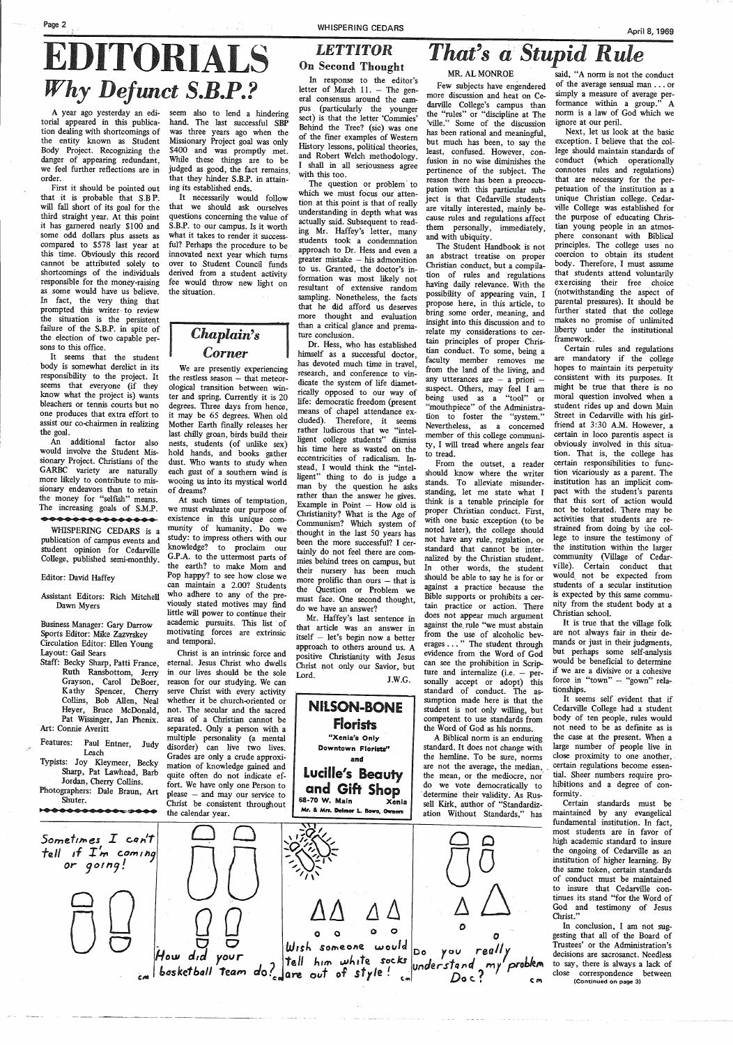# EDITORIALS

## *Why Defunct S.B.P.?*

A year ago yesterday an editorial appeared in this publication dealing with shortcomings of the entity known as Student Body Project. Recognizing the danger of appearing redundant, we feel further reflections are in order.

First it should be pointed out that it is probable that S.B.P. will fall short of its goal for the third straight year. At this point it has garnered nearly $100 and some odd dollars plus assets as compared to $578 last year at this time. Obviously this record cannot be attributed solely to shortcomings of the individuals responsible for the money-raising as some would have us believe. In fact, the very thing that prompted this writer to review the situation is the persistent failure of the S.B.P. in spite of the election of two capable persons to this office.

It seems that the student body is somewhat derelict in its responsibility to the project. It seems that everyone (if they know what the project is) wants bleachers or tennis courts but no one produces that extra effort to assist our co-chairmen in realizing the goal.

An additional factor also would involve the Student Missionary Project. Christians of the GARBC variety are naturally more likely to contribute to missionary endeavors than to retain the money for "selfish" means. The increasing goals of S.M.P. seem also to lend a hindering hand. The last successful SBP was three years ago when the Missionary Project goal was only $400 and was promptly met. While these things are to be judged as good, the fact remains, that they hinder S.B.P. in attaining its established ends.

It necessarily would follow that we should ask ourselves questions concerning the value of S.B.P. to our campus. Is it worth what it takes to render it successful? Perhaps the procedure to be innovated next year which turns over to Student Council funds derived from a student activity fee would throw new light on the situation.

---

WHISPERING CEDARS is a publication of campus events and student opinion for Cedarville College, published semi-monthly.

Editor: David Haffey

Assistant Editors: Rich Mitchell, Dawn Myers

Business Manager: Gary Darrow
Sports Editor: Mike Zazvrskey
Circulation Editor: Ellen Young
Layout: Gail Sears
Staff: Becky Sharp, Patti France, Ruth Ransbottom, Jerry Grayson, Carol DeBoer, Kathy Spencer, Cherry Collins, Bob Allen, Neal Heyer, Bruce McDonald, Pat Wissinger, Jan Phenix.
Art: Connie Averitt

Features: Paul Entner, Judy Leach
Typists: Joy Kleymeer, Becky Sharp, Pat Lawhead, Barb Jordan, Cherry Collins.
Photographers: Dale Braun, Art Shuter.

---

## *Chaplain's Corner*

We are presently experiencing the restless season — that meteorological transition between winter and spring. Currently it is 20 degrees. Three days from hence, it may be 65 degrees. When old Mother Earth finally releases her last chilly groan, birds build their nests, students (of unlike sex) hold hands, and books gather dust. Who wants to study when each gust of a southern wind is wooing us into its mystical world of dreams?

At such times of temptation, we must evaluate our purpose of existence in this unique community of humanity. Do we study: to impress others with our knowledge? to proclaim our G.P.A. to the uttermost parts of the earth? to make Mom and Pop happy? to see how close we can maintain a 2.00? Students who adhere to any of the previously stated motives may find little will power to continue their academic pursuits. This list of motivating forces are extrinsic and temporal.

Christ is an intrinsic force and eternal. Jesus Christ who dwells in our lives should be the sole reason for our studying. We can serve Christ with every activity whether it be church-oriented or not. The secular and the sacred areas of a Christian cannot be separated. Only a person with a multiple personality (a mental disorder) can live two lives. Grades are only a crude approximation of knowledge gained and quite often do not indicate effort. We have only one Person to please — and may our service to Christ be consistent throughout the calendar year.

---

## *LETTITOR*

### On Second Thought

In response to the editor's letter of March 11. — The general consensus around the campus (particularly the younger sect) is that the letter 'Commies' Behind the Tree? (sic) was one of the finer examples of Western History lessons, political theories, and Robert Welch methodology. I shall in all seriousness agree with this too.

The question or problem to which we must focus our attention at this point is that of really understanding in depth what was actually said. Subsequent to reading Mr. Haffey's letter, many students took a condemnation approach to Dr. Hess and even a greater mistake — his admonition to us. Granted, the doctor's information was most likely not resultant of extensive random sampling. Nonetheless, the facts that he did afford us deserves more thought and evaluation than a critical glance and premature conclusion.

Dr. Hess, who has established himself as a successful doctor, has devoted much time in travel, research, and conference to vindicate the system of life diametrically opposed to our way of life: democratic freedom (present means of chapel attendance excluded). Therefore, it seems rather ludicrous that we "intelligent college students" dismiss his time here as wasted on the eccentricities of radicalism. Instead, I would think the "intelligent" thing to do is judge a man by the question he asks rather than the answer he gives. Example in Point — How old is Christianity? What is the Age of Communism? Which system of thought in the last 50 years has been the more successful? I certainly do not feel there are commies behind trees on campus, but their nursery has been much more prolific than ours — that is the Question or Problem we must face. One second thought, do we have an answer?

Mr. Haffey's last sentence in that article was an answer in itself — let's begin now a better approach to others around us. A positive Christianity with Jesus Christ not only our Savior, but Lord.

J.W.G.

---

**NILSON-BONE Florists**
"Xenia's Only Downtown Florists"
and
**Lucille's Beauty and Gift Shop**
68-70 W. Main — Xenia
Mr. & Mrs. Delmor L. Bowe, Owners

---

# *That's a Stupid Rule*

MR. AL MONROE

Few subjects have engendered more discussion and heat on Cedarville College's campus than the "rules" or "discipline at The 'ville." Some of the discussion has been rational and meaningful, but much has been, to say the least, confused. However, confusion in no wise diminishes the pertinence of the subject. The reason there has been a preoccupation with this particular subject is that Cedarville students are vitally interested, mainly because rules and regulations affect them personally, immediately, and with ubiquity.

The Student Handbook is not an abstract treatise on proper Christian conduct, but a compilation of rules and regulations having daily relevance. With the possibility of appearing vain, I propose here, in this article, to bring some order, meaning, and insight into this discussion and to relate my considerations to certain principles of proper Christian conduct. To some, being a faculty member removes me from the land of the living, and any utterances are — a priori — suspect. Others, may feel I am being used as a "tool" or "mouthpiece" of the Administration to foster the "system." Nevertheless, as a concerned member of this college community, I will tread where angels fear to tread.

From the outset, a reader should know where the writer stands. To alleviate misunderstanding, let me state what I think is a tenable principle for proper Christian conduct. First, with one basic exception (to be noted later), the college should not have any rule, regulation, or standard that cannot be internalized by the Christian student. In other words, the student should be able to say he is for or against a practice because the Bible supports or prohibits a certain practice or action. There does not appear much argument against the rule "we must abstain from the use of alcoholic beverages . . ." The student through evidence from the Word of God can see the prohibition in Scripture and internalize (i.e. — personally accept or adopt) this standard of conduct. The assumption made here is that the student is not only willing, but competent to use standards from the Word of God as his norms.

A Biblical norm is an enduring standard. It does not change with the hemline. To be sure, norms are not the average, the median, the mean, or the mediocre, nor do we vote democratically to determine their validity. As Russell Kirk, author of "Standardization Without Standards," has said, "A norm is not the conduct of the average sensual man . . . or simply a measure of average performance within a group." A norm is a law of God which we ignore at our peril.

Next, let us look at the basic exception. I believe that the college should maintain standards of conduct (which operationally connotes rules and regulations) that are necessary for the perpetuation of the institution as a unique Christian college. Cedarville College was established for the purpose of educating Christian young people in an atmosphere consonant with Biblical principles. The college uses no coercion to obtain its student body. Therefore, I must assume that students attend voluntarily exercising their free choice (notwithstanding the aspect of parental pressures). It should be further stated that the college makes no promise of unlimited liberty under the institutional framework.

Certain rules and regulations are mandatory if the college hopes to maintain its perpetuity consistent with its purposes. It might be true that there is no moral question involved when a student rides up and down Main Street in Cedarville with his girlfriend at 3:30 A.M. However, a certain in loco parentis aspect is obviously involved in this situation. That is, the college has certain responsibilities to function vicariously as a parent. The institution has an implicit compact with the student's parents that this sort of action would not be tolerated. There may be activities that students are restrained from doing by the college to insure the testimony of the institution within the larger community (Village of Cedarville). Certain conduct that would not be expected from students of a secular institution is expected by this same community from the student body at a Christian school.

It is true that the village folk are not always fair in their demands or just in their judgments, but perhaps some self-analysis would be beneficial to determine if we are a divisive or a cohesive force in "town" — "gown" relationships.

It seems self evident that if Cedarville College had a student body of ten people, rules would not need to be as definite as is the case at the present. When a large number of people live in close proximity to one another, certain regulations become essential. Sheer numbers require prohibitions and a degree of conformity.

Certain standards must be maintained by any evangelical fundamental institution. In fact, most students are in favor of high academic standard to insure the ongoing of Cedarville as an institution of higher learning. By the same token, certain standards of conduct must be maintained to insure that Cedarville continues its stand "for the Word of God and testimony of Jesus Christ."

In conclusion, I am not suggesting that all of the Board of Trustees' or the Administration's decisions are sacrosanct. Needless to say, there is always a lack of close correspondence between

(Continued on page 3)

---

Sometimes I can't tell if I'm coming or going!

How did your basketball team do?

Wish someone would tell him white socks are out of style!

Do you really understand my problem Doc?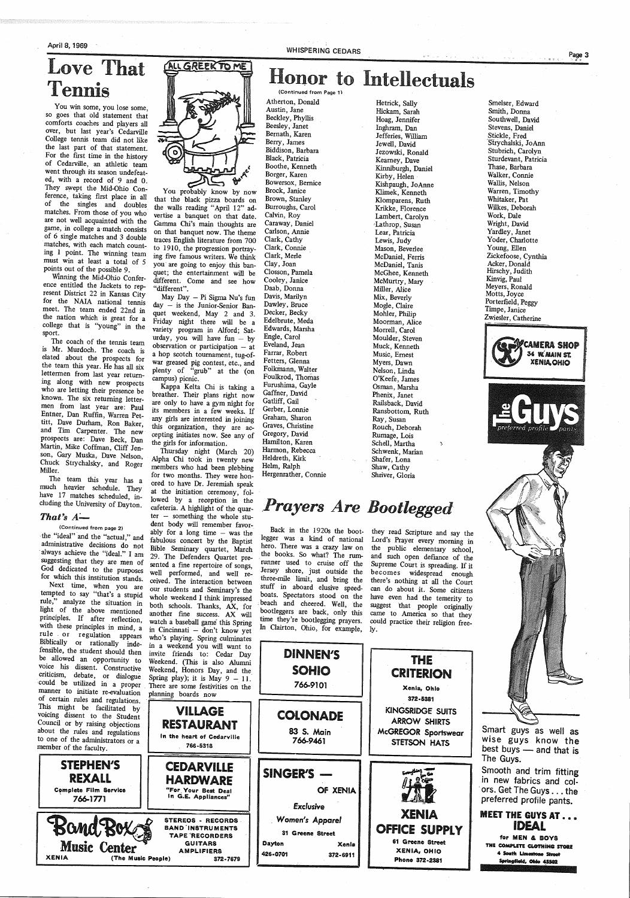# Love That Tennis

You win some, you lose some, so goes that old statement that comforts coaches and players all over, but last year's Cedarville College tennis team did not like the last part of that statement. For the first time in the history of Cedarville, an athletic team went through its season undefeated, with a record of 9 and 0. They swept the Mid-Ohio Conference, taking first place in all of the singles and doubles matches. From those of you who are not well acquainted with the game, in college a match consists of 6 single matches and 3 double matches, with each match counting 1 point. The winning team must win at least a total of 5 points out of the possible 9.

Winning the Mid-Ohio Conference entitled the Jackets to represent District 22 in Kansas City for the NAIA national tennis meet. The team ended 22nd in the nation which is great for a college that is "young" in the sport.

The coach of the tennis team is Mr. Murdoch. The coach is elated about the prospects for the team this year. He has all six lettermen from last year returning along with new prospects who are letting their presence be known. The six returning lettermen from last year are: Paul Entner, Dan Ruffin, Warren Pettitt, Dave Durham, Ron Baker, and Tim Carpenter. The new prospects are: Dave Beck, Dan Martin, Mike Coffman, Cliff Jenson, Gary Muska, Dave Nelson, Chuck Strychalsky, and Roger Miller.

The team this year has a much heavier schedule. They have 17 matches scheduled, including the University of Dayton.

## *That's A—*

(Continued from page 2)

the "ideal" and the "actual," and administrative decisions do not always achieve the "ideal." I am suggesting that they are men of God dedicated to the purposes for which this institution stands.

Next time, when you are tempted to say "that's a stupid rule," analyze the situation in light of the above mentioned principles. If after reflection, with these principles in mind, a rule or regulation appears Biblically or rationally indefensible, the student should then be allowed an opportunity to voice his dissent. Constructive criticism, debate, or dialogue could be utilized in a proper manner to initiate re-evaluation of certain rules and regulations. This might be facilitated by voicing dissent to the Student Council or by raising objections about the rules and regulations to one of the administrators or a member of the faculty.

# ALL GREEK TO ME

You probably know by now that the black pizza boards on the walls reading "April 12" advertise a banquet on that date. Gamma Chi's main thoughts are on that banquet now. The theme traces English literature from 700 to 1910, the progression portraying five famous writers. We think you are going to enjoy this banquet; the entertainment will be different. Come and see how "different".

May Day – Pi Sigma Nu's fun day – is the Junior-Senior Banquet weekend, May 2 and 3. Friday night there will be a variety program in Alford; Saturday, you will have fun – by observation or participation – at a hop scotch tournament, tug-of-war greased pig contest, etc., and plenty of "grub" at the (on campus) picnic.

Kappa Kelta Chi is taking a breather. Their plans right now are only to have a gym night for its members in a few weeks. If any girls are interested in joining this organization, they are accepting initiates now. See any of the girls for information.

Thursday night (March 20) Alpha Chi took in twenty new members who had been plebbing for two months. They were honored to have Dr. Jeremiah speak at the initiation ceremony, followed by a reception in the cafeteria. A highlight of the quarter – something the whole student body will remember favorably for a long time – was the fabulous concert by the Baptist Bible Seminary quartet, March 29. The Defenders Quartet presented a fine repertoire of songs, well performed, and well received. The interaction between our students and Seminary's the whole weekend I think impressed both schools. Thanks, AX, for another fine success. AX will watch a baseball game this Spring in Cincinnati – don't know yet who's playing. Spring culminates in a weekend you will want to invite friends to: Cedar Day Weekend. (This is also Alumni Weekend, Honors Day, and the Spring play); it is May 9 – 11. There are some festivities on the planning boards now

# Honor to Intellectuals

(Continued from Page 1)

Atherton, Donald
Austin, Jane
Beckley, Phyllis
Beesley, Janet
Bernath, Karen
Berry, James
Biddison, Barbara
Black, Patricia
Boothe, Kenneth
Borger, Karen
Bowersox, Bernice
Brock, Janice
Brown, Stanley
Burroughs, Carol
Calvin, Roy
Caraway, Daniel
Carlson, Annie
Clark, Cathy
Clark, Connie
Clark, Merle
Clay, Joan
Closson, Pamela
Cooley, Janice
Daab, Donna
Davis, Marilyn
Dawley, Bruce
Decker, Becky
Edelbrute, Meda
Edwards, Marsha
Engle, Carol
Eveland, Jean
Farrar, Robert
Fetters, Glenna
Folkmann, Walter
Foulkrod, Thomas
Furushima, Gayle
Gaffner, David
Gatliff, Gail
Gerber, Lonnie
Graham, Sharon
Graves, Christine
Gregory, David
Hamilton, Karen
Harmon, Rebecca
Heldreth, Kirk
Helm, Ralph
Hergenrather, Connie
Hetrick, Sally
Hickam, Sarah
Hoag, Jennifer
Inghram, Dan
Jefferies, William
Jewell, David
Jezowski, Ronald
Kearney, Dave
Kinniburgh, Daniel
Kirby, Helen
Kishpaugh, JoAnne
Klimek, Kenneth
Klomparens, Ruth
Krikke, Florence
Lambert, Carolyn
Lathrop, Susan
Lear, Patricia
Lewis, Judy
Mason, Beverlee
McDaniel, Ferris
McDaniel, Tanis
McGhee, Kenneth
McMurtry, Mary
Miller, Alice
Mix, Beverly
Mogle, Claire
Mohler, Philip
Moorman, Alice
Morrell, Carol
Moulder, Steven
Muck, Kenneth
Music, Ernest
Myers, Dawn
Nelson, Linda
O'Keefe, James
Osman, Marsha
Phenix, Janet
Railsback, David
Ransbottom, Ruth
Ray, Susan
Rouch, Deborah
Rumage, Lois
Schell, Martha
Schwenk, Marian
Shafer, Lona
Shaw, Cathy
Shriver, Gloria
Smelser, Edward
Smith, Donna
Southwell, David
Stevens, Daniel
Stickle, Fred
Strychalski, JoAnn
Stubrich, Carolyn
Sturdevant, Patricia
Thase, Barbara
Walker, Connie
Wallis, Nelson
Warren, Timothy
Whitaker, Pat
Wilkes, Deborah
Work, Dale
Wright, David
Yardley, Janet
Yoder, Charlotte
Young, Ellen
Zickefoose, Cynthia
Acker, Donald
Hirschy, Judith
Kinvig, Paul
Meyers, Ronald
Motts, Joyce
Porterfield, Peggy
Timpe, Janice
Zwiesler, Catherine

# *Prayers Are Bootlegged*

Back in the 1920s the bootlegger was a kind of national hero. There was a crazy law on the books. So what? The rum-runner used to cruise off the Jersey shore, just outside the three-mile limit, and bring the stuff in aboard elusive speedboats. Spectators stood on the beach and cheered. Well, the bootleggers are back, only this time they're bootlegging prayers. In Clairton, Ohio, for example, they read Scripture and say the Lord's Prayer every morning in the public elementary school, and such open defiance of the Supreme Court is spreading. If it becomes widespread enough there's nothing at all the Court can do about it. Some citizens have even had the temerity to suggest that people originally came to America so that they could practice their religion freely.

---

**CAMERA SHOP**
34 W. MAIN ST.
XENIA, OHIO

**The Guys** preferred profile pants

Smart guys as well as wise guys know the best buys — and that is The Guys.
Smooth and trim fitting in new fabrics and colors. Get The Guys . . . the preferred profile pants.

**MEET THE GUYS AT . . . IDEAL**
for MEN & BOYS
THE COMPLETE CLOTHING STORE
4 South Limestone Street
Springfield, Ohio 45502

**DINNEN'S SOHIO**
766-9101

**THE CRITERION**
Xenia, Ohio
372-5381
KINGSRIDGE SUITS
ARROW SHIRTS
McGREGOR Sportswear
STETSON HATS

**COLONADE**
83 S. Main
766-9461

**VILLAGE RESTAURANT**
In the heart of Cedarville
766-5318

**STEPHEN'S REXALL**
Complete Film Service
766-1771

**CEDARVILLE HARDWARE**
"For Your Best Deal In G.E. Appliances"

**SINGER'S — OF XENIA**
*Exclusive Women's Apparel*
31 Greene Street
Dayton 426-0701 — Xenia 372-6911

**XENIA OFFICE SUPPLY**
61 Greene Street
XENIA, OHIO
Phone 372-2381

**Band Box Music Center**
XENIA (The Music People)
STEREOS - RECORDS
BAND INSTRUMENTS
TAPE RECORDERS
GUITARS
AMPLIFIERS
372-7679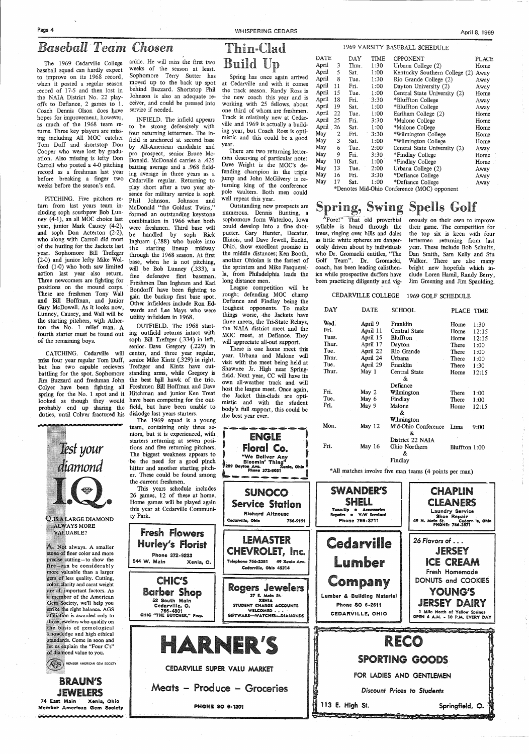# Baseball Team Chosen

The 1969 Cedarville College baseball squad can hardly expect to improve on its 1968 record, when it posted a regular season record of 17-5 and then lost in the NAIA District No. 22 playoffs to Defiance, 2 games to 1. Coach Dennis Olson does have hopes for improvement, however, as much of the 1968 team returns. Three key players are missing including All MOC catcher Tom Duff and shortstop Don Cooper who were lost by graduation. Also missing is lefty Don Carroll who posted a 4-0 pitching record as a freshman last year before breaking a finger two weeks before the season's end.

PITCHING. Five pitchers return from last years team including soph southpaw Bob Lunney (4-1), an all MOC choice last year, junior Mark Causey (4-2), and soph Don Acterton (2-2), who along with Carroll did most of the hurling for the Jackets last year. Sophomore Bill Trefzger (2-0) and junior lefty Mike Wolford (1-0) who both saw limited action last year also return. Three newcomers are fighting for positions on the mound corps. These are freshmen Tony Wall and Bill Hoffman, and junior Gary McDowell. As it looks now, Lunney, Causey, and Wall will be the starting pitchers, with Atherton the No. 1 relief man. A fourth starter must be found out of the remaining boys.

CATCHING. Cedarville will miss four year regular Tom Duff, but has two capable recievers battling for the spot. Sophomore Jim Buzzard and freshman John Colyer have been fighting all spring for the No. 1 spot and it looked as though they would probably end up sharing the duties, until Colyer fractured his ankle. He will miss the first two weeks of the season at least. Sophomore Terry Sutter has moved up to the back up spot behind Buzzard. Shortstop Phil Johnson is also an adequate receiver, and could be pressed into service if needed.

INFIELD. The infield appears to be strong defensively with four returning lettermen. The infield is anchored at second base by All-American candidate and pro prospect, senior Bruce McDonald. McDonald carries a .425 batting average and a .968 fielding average in three years as a Cedarville regular. Returning to play short after a two year absence for military service is soph Phil Johnson. Johnson and McDonald "the Goldust Twins," formed an outstanding keystone combination in 1966 when both were freshmen. Third base will be handled by soph Rick Ingham (.288) who broke into the starting lineup midway through the 1968 season. At first base, when he is not pitching, will be Bob Lunney (.333), a fine defensive first baseman. Freshmen Dan Ingham and Karl Bondorff have been fighting to gain the backup first base spot. Other infielders include Ron Edwards and Lee Mays who were utility infielders in 1968.

OUTFIELD. The 1968 starting outfield returns intact with soph Bill Trefzger (.334) in left, senior Dave Gregory (.229) in center, and three year regular, senior Mike Kintz (.329) in right. Trefzger and Kintz have outstanding arms, while Gregory is the best ball hawk of the trio. Freshmen Bill Hoffman and Dave Hitchman and junior Ken Treat have been competing for the outfield, but have been unable to dislodge last years starters.

The 1969 squad is a young team, containing only three seniors, but it is experienced, with starters returning at seven positions and five returning pitchers. The biggest weakness appears to be the need for a good pinch hitter and another starting pitcher. These could be found among the current freshmen.

This years schedule includes 26 games, 12 of these at home. Home games will be played again this year at Cedarville Community Park.

# Thin-Clad Build Up

Spring has once again arrived at Cedarville and with it comes the track season. Randy Ross is the new coach this year and is working with 25 fellows, about one third of whom are freshmen. Track is relatively new at Cedarville and 1969 is actually a building year, but Coach Ross is optimistic and this could be a good year.

There are two returning lettermen deserving of particular note: Dave Wright is the MOC's defending champion in the triple jump and John McGilvery is returning king of the conference pole vaulters. Both men could well repeat this year.

Outstanding new prospects are numerous. Dennis Bunting, a sophomore form Waterloo, Iowa could develop into a fine shotputter. Gary Hunter, Decatur, Illinois, and Dave Jewell, Euclid, Ohio, show excellent promise in the middle distances; Ken Booth, another Ohioian is the fastest of the sprinters and Mike Pasquerella, from Philadelphia leads the long distance men.

League competition will be rough; defending MOC champ Defiance and Findlay being the toughest opponents. To make things worse, the Jackets have three meets, the Tri-State Relays, the NAIA district meet and the MOC meet, at Defiance. They will appreciate all-out support.

There is one home meet this year. Urbana and Malone will visit with the meet being held at Shawnee Jr. High near Springfield. Next year, CC will have its own all-weather track and will host the league meet. Once again, the Jacket thin-clads are optimistic and with the student body's full support, this could be the best year ever.

## 1969 VARSITY BASEBALL SCHEDULE

| DATE | | DAY | TIME | OPPONENT | PLACE |
|---|---|---|---|---|---|
| April | 3 | Thur. | 1:30 | Urbana College (2) | Home |
| April | 5 | Sat. | 1:00 | Kentucky Southern College (2) | Away |
| April | 8 | Tue. | 1:30 | Rio Grande College (2) | Away |
| April | 11 | Fri. | 1:00 | Dayton University (2) | Away |
| April | 15 | Tue. | 1:00 | Central State University (2) | Home |
| April | 18 | Fri. | 3:30 | *Bluffton College | Away |
| April | 19 | Sat. | 1:00 | *Bluffton College | Away |
| April | 22 | Tue. | 1:00 | Earlham College (2) | Home |
| April | 25 | Fri. | 3:30 | *Malone College | Home |
| April | 26 | Sat. | 1:00 | *Malone College | Home |
| May | 2 | Fri. | 3:30 | *Wilmington College | Home |
| May | 3 | Sat. | 1:00 | *Wilmington College | Home |
| May | 6 | Tue. | 2:00 | Central State University (2) | Away |
| May | 9 | Fri. | 3:30 | *Findlay College | Home |
| May | 10 | Sat. | 1:00 | *Findlay College | Home |
| May | 13 | Tue. | 2:00 | Urbana College (2) | Away |
| May | 16 | Fri. | 3:30 | *Defiance College | Away |
| May | 17 | Sat. | 1:00 | *Defiance College | Away |

*Denotes Mid-Ohio Conference (MOC) opponent

# Spring, Swing Spells Golf

"Fore!" That old proverbial syllable is heard through the trees, ringing over hills and dales as little white spheres are dangerously driven about by individuals who Dr. Gromacki entitles, "The Golf Team". Dr. Gromacki, coach, has been leading calisthenics while prospective duffers have been practicing diligently and vigorously on their own to improve their game. The competition for the top six is keen with four lettermen returning from last year. These include Bob Schultz, Dan Smith, Sam Kelly and Stu Walker. There are also many bright new hopefuls which include Loren Hamil, Randy Berry, Jim Greening and Jim Spaulding.

## CEDARVILLE COLLEGE 1969 GOLF SCHEDULE

| DAY | DATE | SCHOOL | PLACE | TIME |
|---|---|---|---|---|
| Wed. | April 9 | Franklin | Home | 1:30 |
| Fri. | April 11 | Central State | Home | 12:15 |
| Tues. | April 15 | Bluffton | Home | 12:15 |
| Thur. | April 17 | Dayton | There | 1:00 |
| Tue. | April 22 | Rio Grande | There | 1:00 |
| Thur. | April 24 | Urbana | There | 1:00 |
| Tue. | April 29 | Franklin | There | 1:30 |
| Thur. | May 1 | Central State & Defiance | Home | 12:15 |
| Fri. | May 2 | Wilmington | There | 1:00 |
| Tue. | May 6 | Findlay | There | 1:00 |
| Fri. | May 9 | Malone & Wilmington | Home | 12:15 |
| Mon. | May 12 | Mid-Ohio Conference & District 22 NAIA | Lima | 9:00 |
| Fri. | May 16 | Ohio Northern & Findlay | Bluffton | 1:00 |

*All matches involve five man teams (4 points per man)

---

**Test your diamond I.Q.**

Q. IS A LARGE DIAMOND ALWAYS MORE VALUABLE?

A. Not always. A smaller stone of finer color and more precise cutting—to show the fire—can be considerably more valuable than a larger gem of less quality. Cutting, color, clarity and carat weight are all important factors. As a member of the American Gem Society, we'll help you strike the right balance. AGS affiliation is awarded only to those jewelers who qualify on the basis of gemological knowledge and high ethical standards. Come in soon and let us explain the "Four C's" of diamond value to you.

MEMBER AMERICAN GEM SOCIETY

**BRAUN'S JEWELERS**
74 East Main Xenia, Ohio
Member American Gem Society

---

**ENGLE Floral Co.**
"We Deliver Any Bloomin' Thing"
289 Dayton Ave. Xenia, Ohio
Phone 372-8031

---

**SUNOCO Service Station**
Richard Altnouse
Cedarville, Ohio 766-9191

---

**Fresh Flowers**
**Hurley's Florist**
Phone 372-9233
544 W. Main Xenia, O.

---

**LEMASTER CHEVROLET, Inc.**
Telephone 766-2381 49 Xenia Ave.
Cedarville, Ohio 45314

---

**CHIC'S Barber Shop**
52 South Main
Cedarville, O.
766-4801
CHIC "THE BUTCHER," Prop.

---

**Rogers Jewelers**
37 E. Main St.
XENIA
STUDENT CHARGE ACCOUNTS WELCOMED . . .
GIFTWARE—WATCHES—DIAMONDS

---

**SWANDER'S SHELL**
Tune-Up • Accessories
Repairs • V-W Serviced
Phone 766-3711

---

**CHAPLIN CLEANERS**
Laundry Service
Shoe Repair
49 N. Main St. Cedarville, Ohio
PHONE: 766-3871

---

**Cedarville Lumber Company**
Lumber & Building Material
Phone SO 6-2611
CEDARVILLE, OHIO

---

26 Flavors of . . .
**JERSEY ICE CREAM**
Fresh Homemade
DONUTS and COOKIES
**YOUNG'S JERSEY DAIRY**
1 Mile North of Yellow Springs
OPEN 6 A.M. - 10 P.M. EVERY DAY

---

**HARNER'S**
CEDARVILLE SUPER VALU MARKET
Meats – Produce – Groceries
PHONE SO 6-1201

---

**RECO SPORTING GOODS**
FOR LADIES AND GENTLEMEN
Discount Prices to Students
113 E. High St. Springfield, O.